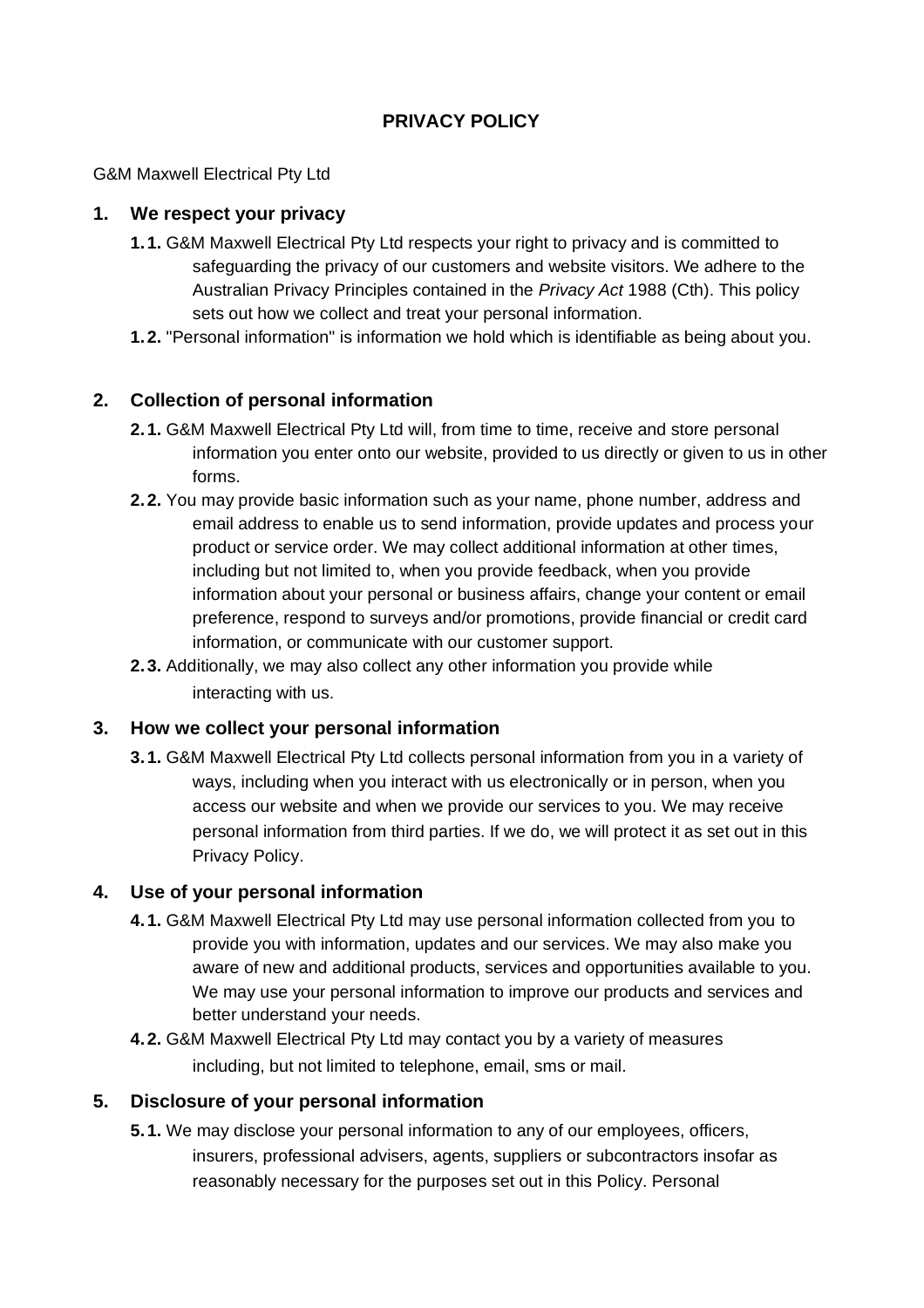# PRIVACY POLICY

G&M Maxwell Electrical Pty Ltd

## 1. We respect your privacy

**1.1.** G&M Maxwell Electrical Pty Ltd respects your right to privacy and is committed to safeguarding the privacy of our customers and website visitors. We adhere to the Australian Privacy Principles contained in the *Privacy Act* 1988 (Cth). This policy sets out how we collect and treat your personal information.

**1.2.** "Personal information" is information we hold which is identifiable as being about you.

## 2. Collection of personal information

**2.1.** G&M Maxwell Electrical Pty Ltd will, from time to time, receive and store personal information you enter onto our website, provided to us directly or given to us in other forms.

**2.2.** You may provide basic information such as your name, phone number, address and email address to enable us to send information, provide updates and process your product or service order. We may collect additional information at other times, including but not limited to, when you provide feedback, when you provide information about your personal or business affairs, change your content or email preference, respond to surveys and/or promotions, provide financial or credit card information, or communicate with our customer support.

**2.3.** Additionally, we may also collect any other information you provide while interacting with us.

## 3. How we collect your personal information

**3.1.** G&M Maxwell Electrical Pty Ltd collects personal information from you in a variety of ways, including when you interact with us electronically or in person, when you access our website and when we provide our services to you. We may receive personal information from third parties. If we do, we will protect it as set out in this Privacy Policy.

## 4. Use of your personal information

**4.1.** G&M Maxwell Electrical Pty Ltd may use personal information collected from you to provide you with information, updates and our services. We may also make you aware of new and additional products, services and opportunities available to you. We may use your personal information to improve our products and services and better understand your needs.

**4.2.** G&M Maxwell Electrical Pty Ltd may contact you by a variety of measures including, but not limited to telephone, email, sms or mail.

## 5. Disclosure of your personal information

**5.1.** We may disclose your personal information to any of our employees, officers, insurers, professional advisers, agents, suppliers or subcontractors insofar as reasonably necessary for the purposes set out in this Policy. Personal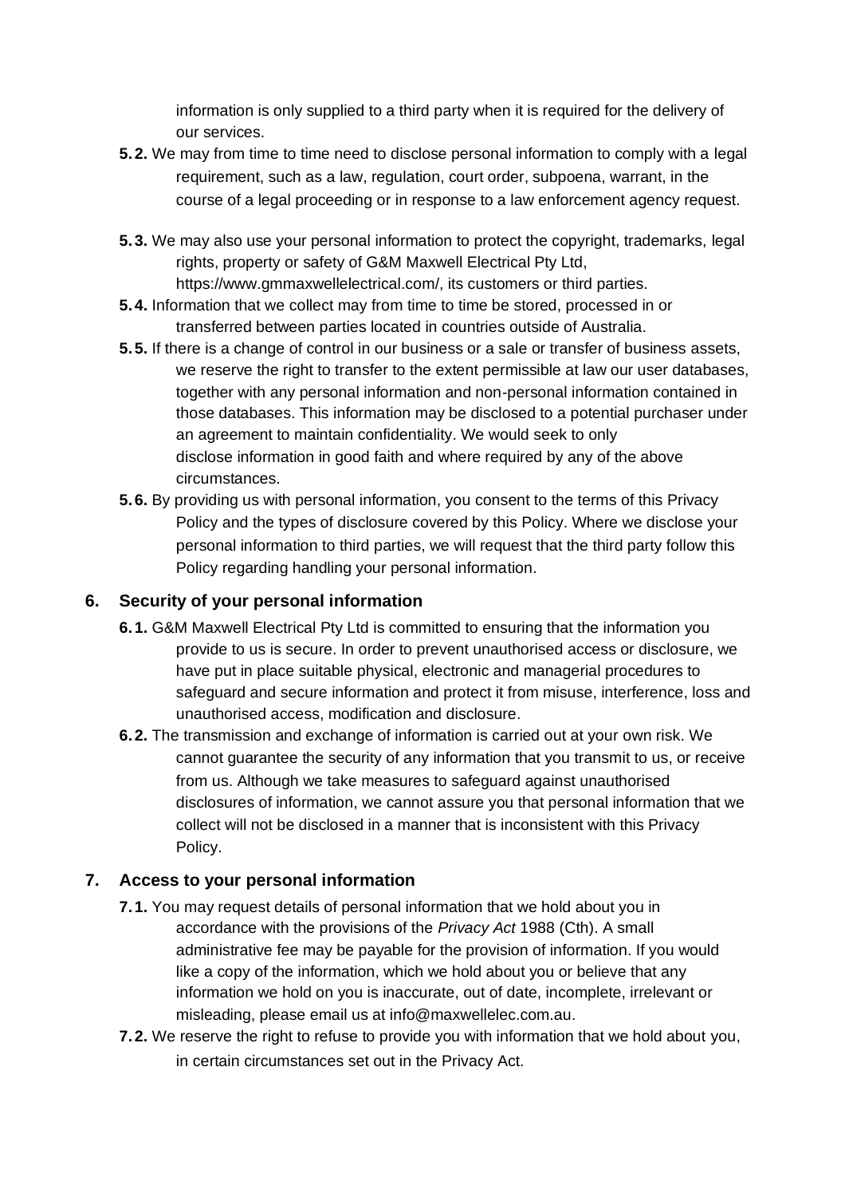information is only supplied to a third party when it is required for the delivery of our services.

**5.2.** We may from time to time need to disclose personal information to comply with a legal requirement, such as a law, regulation, court order, subpoena, warrant, in the course of a legal proceeding or in response to a law enforcement agency request.

**5.3.** We may also use your personal information to protect the copyright, trademarks, legal rights, property or safety of G&M Maxwell Electrical Pty Ltd, https://www.gmmaxwellelectrical.com/, its customers or third parties.

**5.4.** Information that we collect may from time to time be stored, processed in or transferred between parties located in countries outside of Australia.

**5.5.** If there is a change of control in our business or a sale or transfer of business assets, we reserve the right to transfer to the extent permissible at law our user databases, together with any personal information and non-personal information contained in those databases. This information may be disclosed to a potential purchaser under an agreement to maintain confidentiality. We would seek to only disclose information in good faith and where required by any of the above circumstances.

**5.6.** By providing us with personal information, you consent to the terms of this Privacy Policy and the types of disclosure covered by this Policy. Where we disclose your personal information to third parties, we will request that the third party follow this Policy regarding handling your personal information.

## 6. Security of your personal information

**6.1.** G&M Maxwell Electrical Pty Ltd is committed to ensuring that the information you provide to us is secure. In order to prevent unauthorised access or disclosure, we have put in place suitable physical, electronic and managerial procedures to safeguard and secure information and protect it from misuse, interference, loss and unauthorised access, modification and disclosure.

**6.2.** The transmission and exchange of information is carried out at your own risk. We cannot guarantee the security of any information that you transmit to us, or receive from us. Although we take measures to safeguard against unauthorised disclosures of information, we cannot assure you that personal information that we collect will not be disclosed in a manner that is inconsistent with this Privacy Policy.

## 7. Access to your personal information

**7.1.** You may request details of personal information that we hold about you in accordance with the provisions of the *Privacy Act* 1988 (Cth). A small administrative fee may be payable for the provision of information. If you would like a copy of the information, which we hold about you or believe that any information we hold on you is inaccurate, out of date, incomplete, irrelevant or misleading, please email us at info@maxwellelec.com.au.

**7.2.** We reserve the right to refuse to provide you with information that we hold about you, in certain circumstances set out in the Privacy Act.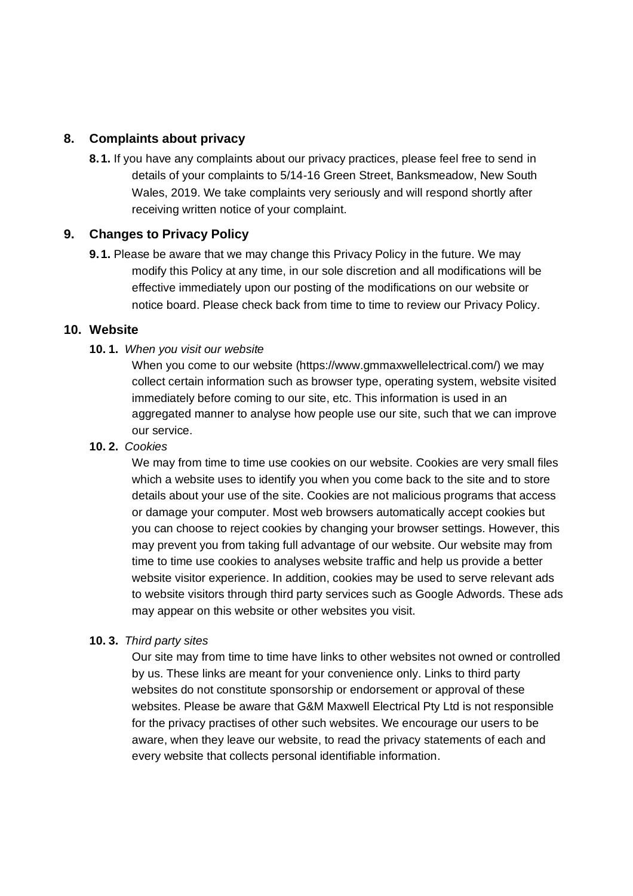## 8. Complaints about privacy

**8.1.** If you have any complaints about our privacy practices, please feel free to send in details of your complaints to 5/14-16 Green Street, Banksmeadow, New South Wales, 2019. We take complaints very seriously and will respond shortly after receiving written notice of your complaint.

## 9. Changes to Privacy Policy

**9.1.** Please be aware that we may change this Privacy Policy in the future. We may modify this Policy at any time, in our sole discretion and all modifications will be effective immediately upon our posting of the modifications on our website or notice board. Please check back from time to time to review our Privacy Policy.

## 10. Website

**10. 1.** *When you visit our website*

When you come to our website (https://www.gmmaxwellelectrical.com/) we may collect certain information such as browser type, operating system, website visited immediately before coming to our site, etc. This information is used in an aggregated manner to analyse how people use our site, such that we can improve our service.

**10. 2.** *Cookies*

We may from time to time use cookies on our website. Cookies are very small files which a website uses to identify you when you come back to the site and to store details about your use of the site. Cookies are not malicious programs that access or damage your computer. Most web browsers automatically accept cookies but you can choose to reject cookies by changing your browser settings. However, this may prevent you from taking full advantage of our website. Our website may from time to time use cookies to analyses website traffic and help us provide a better website visitor experience. In addition, cookies may be used to serve relevant ads to website visitors through third party services such as Google Adwords. These ads may appear on this website or other websites you visit.

**10. 3.** *Third party sites*

Our site may from time to time have links to other websites not owned or controlled by us. These links are meant for your convenience only. Links to third party websites do not constitute sponsorship or endorsement or approval of these websites. Please be aware that G&M Maxwell Electrical Pty Ltd is not responsible for the privacy practises of other such websites. We encourage our users to be aware, when they leave our website, to read the privacy statements of each and every website that collects personal identifiable information.